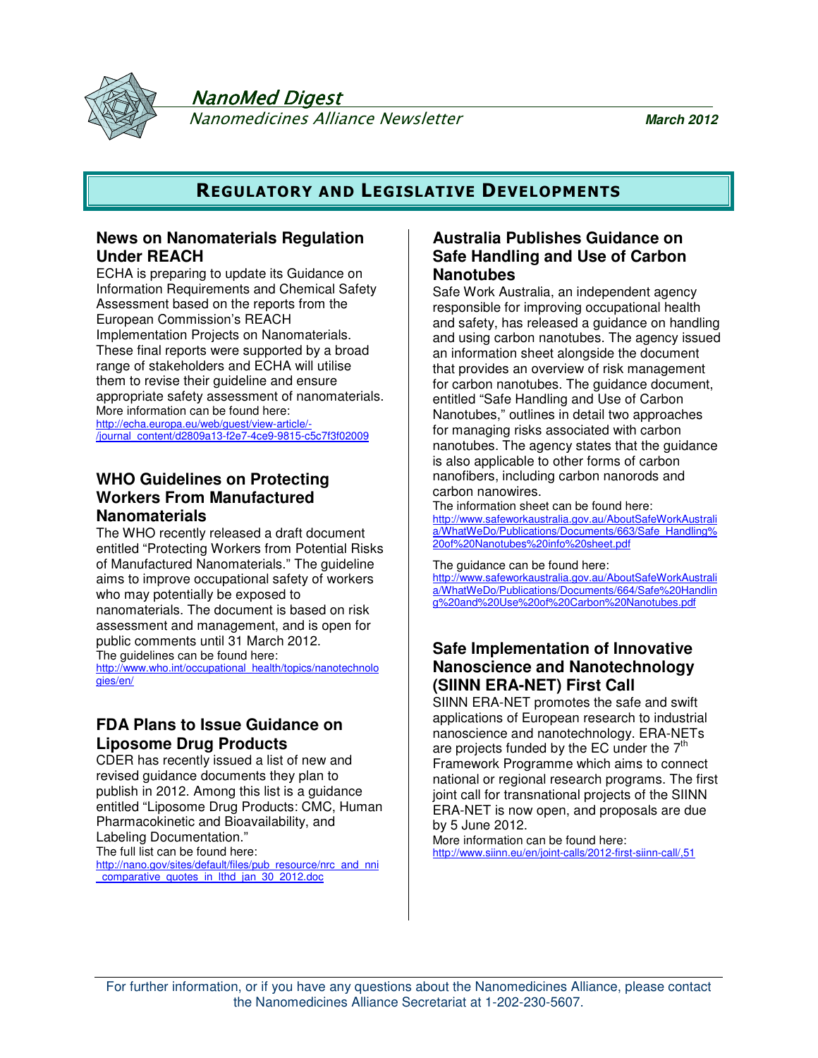# NanoMed Digest

*Nanomedicines Alliance Newsletter*

***March 2012***

## REGULATORY AND LEGISLATIVE DEVELOPMENTS

### News on Nanomaterials Regulation Under REACH

ECHA is preparing to update its Guidance on Information Requirements and Chemical Safety Assessment based on the reports from the European Commission's REACH Implementation Projects on Nanomaterials. These final reports were supported by a broad range of stakeholders and ECHA will utilise them to revise their guideline and ensure appropriate safety assessment of nanomaterials.

More information can be found here:
http://echa.europa.eu/web/guest/view-article/-/journal_content/d2809a13-f2e7-4ce9-9815-c5c7f3f02009

### WHO Guidelines on Protecting Workers From Manufactured Nanomaterials

The WHO recently released a draft document entitled "Protecting Workers from Potential Risks of Manufactured Nanomaterials." The guideline aims to improve occupational safety of workers who may potentially be exposed to nanomaterials. The document is based on risk assessment and management, and is open for public comments until 31 March 2012.

The guidelines can be found here:
http://www.who.int/occupational_health/topics/nanotechnologies/en/

### FDA Plans to Issue Guidance on Liposome Drug Products

CDER has recently issued a list of new and revised guidance documents they plan to publish in 2012. Among this list is a guidance entitled "Liposome Drug Products: CMC, Human Pharmacokinetic and Bioavailability, and Labeling Documentation."

The full list can be found here:
http://nano.gov/sites/default/files/pub_resource/nrc_and_nni_comparative_quotes_in_lthd_jan_30_2012.doc

### Australia Publishes Guidance on Safe Handling and Use of Carbon Nanotubes

Safe Work Australia, an independent agency responsible for improving occupational health and safety, has released a guidance on handling and using carbon nanotubes. The agency issued an information sheet alongside the document that provides an overview of risk management for carbon nanotubes. The guidance document, entitled "Safe Handling and Use of Carbon Nanotubes," outlines in detail two approaches for managing risks associated with carbon nanotubes. The agency states that the guidance is also applicable to other forms of carbon nanofibers, including carbon nanorods and carbon nanowires.

The information sheet can be found here:
http://www.safeworkaustralia.gov.au/AboutSafeWorkAustralia/WhatWeDo/Publications/Documents/663/Safe_Handling%20of%20Nanotubes%20info%20sheet.pdf

The guidance can be found here:
http://www.safeworkaustralia.gov.au/AboutSafeWorkAustralia/WhatWeDo/Publications/Documents/664/Safe%20Handling%20and%20Use%20of%20Carbon%20Nanotubes.pdf

### Safe Implementation of Innovative Nanoscience and Nanotechnology (SIINN ERA-NET) First Call

SIINN ERA-NET promotes the safe and swift applications of European research to industrial nanoscience and nanotechnology. ERA-NETs are projects funded by the EC under the 7th Framework Programme which aims to connect national or regional research programs. The first joint call for transnational projects of the SIINN ERA-NET is now open, and proposals are due by 5 June 2012.

More information can be found here:
http://www.siinn.eu/en/joint-calls/2012-first-siinn-call/,51

For further information, or if you have any questions about the Nanomedicines Alliance, please contact the Nanomedicines Alliance Secretariat at 1-202-230-5607.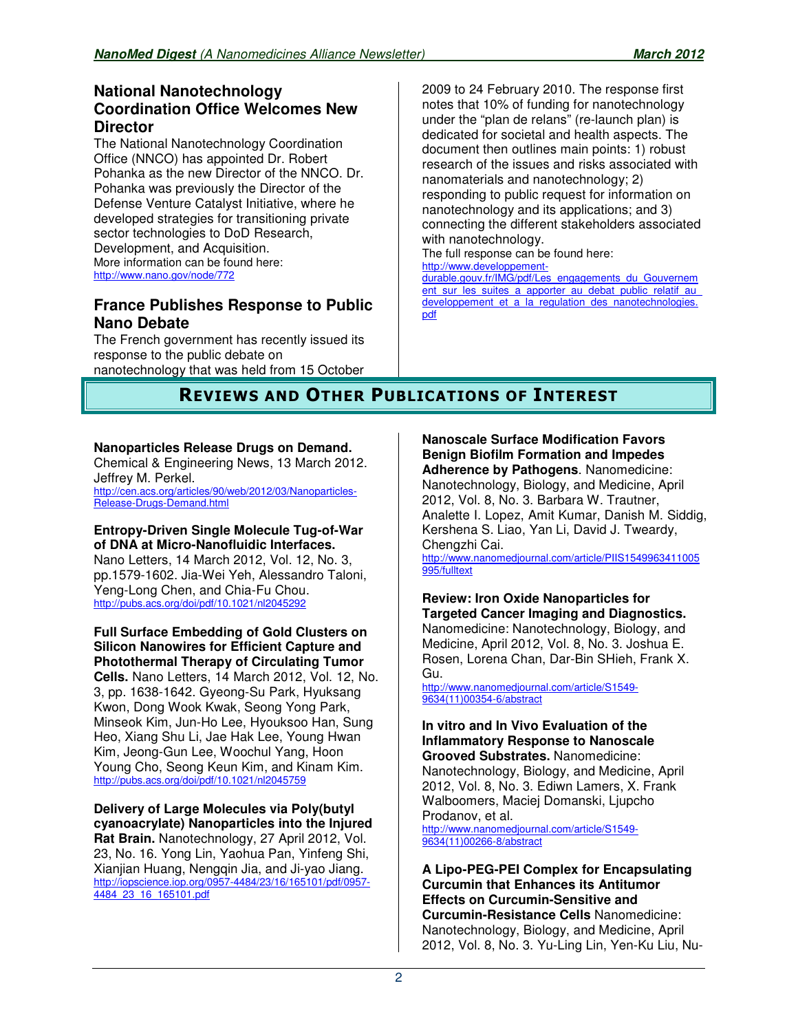## National Nanotechnology Coordination Office Welcomes New Director

The National Nanotechnology Coordination Office (NNCO) has appointed Dr. Robert Pohanka as the new Director of the NNCO. Dr. Pohanka was previously the Director of the Defense Venture Catalyst Initiative, where he developed strategies for transitioning private sector technologies to DoD Research, Development, and Acquisition.

More information can be found here:
http://www.nano.gov/node/772

## France Publishes Response to Public Nano Debate

The French government has recently issued its response to the public debate on nanotechnology that was held from 15 October 2009 to 24 February 2010. The response first notes that 10% of funding for nanotechnology under the "plan de relans" (re-launch plan) is dedicated for societal and health aspects. The document then outlines main points: 1) robust research of the issues and risks associated with nanomaterials and nanotechnology; 2) responding to public request for information on nanotechnology and its applications; and 3) connecting the different stakeholders associated with nanotechnology.

The full response can be found here:
http://www.developpement-durable.gouv.fr/IMG/pdf/Les_engagements_du_Gouvernement_sur_les_suites_a_apporter_au_debat_public_relatif_au_developpement_et_a_la_regulation_des_nanotechnologies.pdf

# REVIEWS AND OTHER PUBLICATIONS OF INTEREST

**Nanoparticles Release Drugs on Demand.** Chemical & Engineering News, 13 March 2012. Jeffrey M. Perkel.
http://cen.acs.org/articles/90/web/2012/03/Nanoparticles-Release-Drugs-Demand.html

**Entropy-Driven Single Molecule Tug-of-War of DNA at Micro-Nanofluidic Interfaces.** Nano Letters, 14 March 2012, Vol. 12, No. 3, pp.1579-1602. Jia-Wei Yeh, Alessandro Taloni, Yeng-Long Chen, and Chia-Fu Chou.
http://pubs.acs.org/doi/pdf/10.1021/nl2045292

**Full Surface Embedding of Gold Clusters on Silicon Nanowires for Efficient Capture and Photothermal Therapy of Circulating Tumor Cells.** Nano Letters, 14 March 2012, Vol. 12, No. 3, pp. 1638-1642. Gyeong-Su Park, Hyuksang Kwon, Dong Wook Kwak, Seong Yong Park, Minseok Kim, Jun-Ho Lee, Hyouksoo Han, Sung Heo, Xiang Shu Li, Jae Hak Lee, Young Hwan Kim, Jeong-Gun Lee, Woochul Yang, Hoon Young Cho, Seong Keun Kim, and Kinam Kim.
http://pubs.acs.org/doi/pdf/10.1021/nl2045759

**Delivery of Large Molecules via Poly(butyl cyanoacrylate) Nanoparticles into the Injured Rat Brain.** Nanotechnology, 27 April 2012, Vol. 23, No. 16. Yong Lin, Yaohua Pan, Yinfeng Shi, Xianjian Huang, Nengqin Jia, and Ji-yao Jiang.
http://iopscience.iop.org/0957-4484/23/16/165101/pdf/0957-4484_23_16_165101.pdf

**Nanoscale Surface Modification Favors Benign Biofilm Formation and Impedes Adherence by Pathogens**. Nanomedicine: Nanotechnology, Biology, and Medicine, April 2012, Vol. 8, No. 3. Barbara W. Trautner, Analette I. Lopez, Amit Kumar, Danish M. Siddig, Kershena S. Liao, Yan Li, David J. Tweardy, Chengzhi Cai.
http://www.nanomedjournal.com/article/PIIS1549963411005995/fulltext

**Review: Iron Oxide Nanoparticles for Targeted Cancer Imaging and Diagnostics.** Nanomedicine: Nanotechnology, Biology, and Medicine, April 2012, Vol. 8, No. 3. Joshua E. Rosen, Lorena Chan, Dar-Bin SHieh, Frank X. Gu.
http://www.nanomedjournal.com/article/S1549-9634(11)00354-6/abstract

**In vitro and In Vivo Evaluation of the Inflammatory Response to Nanoscale Grooved Substrates.** Nanomedicine: Nanotechnology, Biology, and Medicine, April 2012, Vol. 8, No. 3. Ediwn Lamers, X. Frank Walboomers, Maciej Domanski, Ljupcho Prodanov, et al.
http://www.nanomedjournal.com/article/S1549-9634(11)00266-8/abstract

**A Lipo-PEG-PEI Complex for Encapsulating Curcumin that Enhances its Antitumor Effects on Curcumin-Sensitive and Curcumin-Resistance Cells** Nanomedicine: Nanotechnology, Biology, and Medicine, April 2012, Vol. 8, No. 3. Yu-Ling Lin, Yen-Ku Liu, Nu-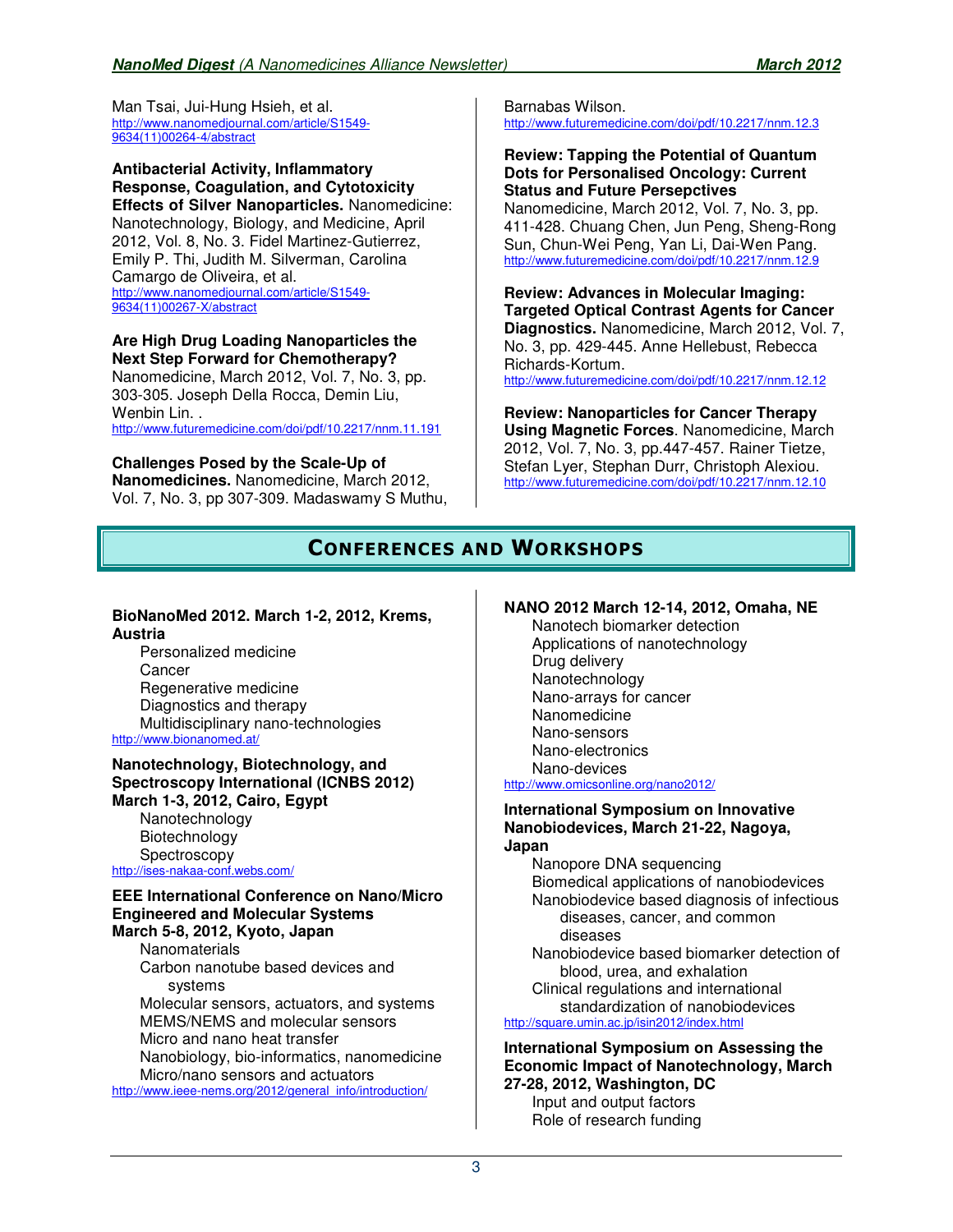Man Tsai, Jui-Hung Hsieh, et al.
http://www.nanomedjournal.com/article/S1549-9634(11)00264-4/abstract

**Antibacterial Activity, Inflammatory Response, Coagulation, and Cytotoxicity Effects of Silver Nanoparticles.** Nanomedicine: Nanotechnology, Biology, and Medicine, April 2012, Vol. 8, No. 3. Fidel Martinez-Gutierrez, Emily P. Thi, Judith M. Silverman, Carolina Camargo de Oliveira, et al.
http://www.nanomedjournal.com/article/S1549-9634(11)00267-X/abstract

**Are High Drug Loading Nanoparticles the Next Step Forward for Chemotherapy?** Nanomedicine, March 2012, Vol. 7, No. 3, pp. 303-305. Joseph Della Rocca, Demin Liu, Wenbin Lin. .
http://www.futuremedicine.com/doi/pdf/10.2217/nnm.11.191

**Challenges Posed by the Scale-Up of Nanomedicines.** Nanomedicine, March 2012, Vol. 7, No. 3, pp 307-309. Madaswamy S Muthu, Barnabas Wilson.
http://www.futuremedicine.com/doi/pdf/10.2217/nnm.12.3

**Review: Tapping the Potential of Quantum Dots for Personalised Oncology: Current Status and Future Persepctives**
Nanomedicine, March 2012, Vol. 7, No. 3, pp. 411-428. Chuang Chen, Jun Peng, Sheng-Rong Sun, Chun-Wei Peng, Yan Li, Dai-Wen Pang.
http://www.futuremedicine.com/doi/pdf/10.2217/nnm.12.9

**Review: Advances in Molecular Imaging: Targeted Optical Contrast Agents for Cancer Diagnostics.** Nanomedicine, March 2012, Vol. 7, No. 3, pp. 429-445. Anne Hellebust, Rebecca Richards-Kortum.
http://www.futuremedicine.com/doi/pdf/10.2217/nnm.12.12

**Review: Nanoparticles for Cancer Therapy Using Magnetic Forces**. Nanomedicine, March 2012, Vol. 7, No. 3, pp.447-457. Rainer Tietze, Stefan Lyer, Stephan Durr, Christoph Alexiou.
http://www.futuremedicine.com/doi/pdf/10.2217/nnm.12.10

## CONFERENCES AND WORKSHOPS

**BioNanoMed 2012. March 1-2, 2012, Krems, Austria**
- Personalized medicine
- Cancer
- Regenerative medicine
- Diagnostics and therapy
- Multidisciplinary nano-technologies

http://www.bionanomed.at/

**Nanotechnology, Biotechnology, and Spectroscopy International (ICNBS 2012) March 1-3, 2012, Cairo, Egypt**
- Nanotechnology
- Biotechnology
- Spectroscopy

http://ises-nakaa-conf.webs.com/

**EEE International Conference on Nano/Micro Engineered and Molecular Systems March 5-8, 2012, Kyoto, Japan**
- Nanomaterials
- Carbon nanotube based devices and systems
- Molecular sensors, actuators, and systems
- MEMS/NEMS and molecular sensors
- Micro and nano heat transfer
- Nanobiology, bio-informatics, nanomedicine
- Micro/nano sensors and actuators

http://www.ieee-nems.org/2012/general_info/introduction/

**NANO 2012 March 12-14, 2012, Omaha, NE**
- Nanotech biomarker detection
- Applications of nanotechnology
- Drug delivery
- Nanotechnology
- Nano-arrays for cancer
- Nanomedicine
- Nano-sensors
- Nano-electronics
- Nano-devices

http://www.omicsonline.org/nano2012/

**International Symposium on Innovative Nanobiodevices, March 21-22, Nagoya, Japan**
- Nanopore DNA sequencing
- Biomedical applications of nanobiodevices
- Nanobiodevice based diagnosis of infectious diseases, cancer, and common diseases
- Nanobiodevice based biomarker detection of blood, urea, and exhalation
- Clinical regulations and international standardization of nanobiodevices

http://square.umin.ac.jp/isin2012/index.html

**International Symposium on Assessing the Economic Impact of Nanotechnology, March 27-28, 2012, Washington, DC**
- Input and output factors
- Role of research funding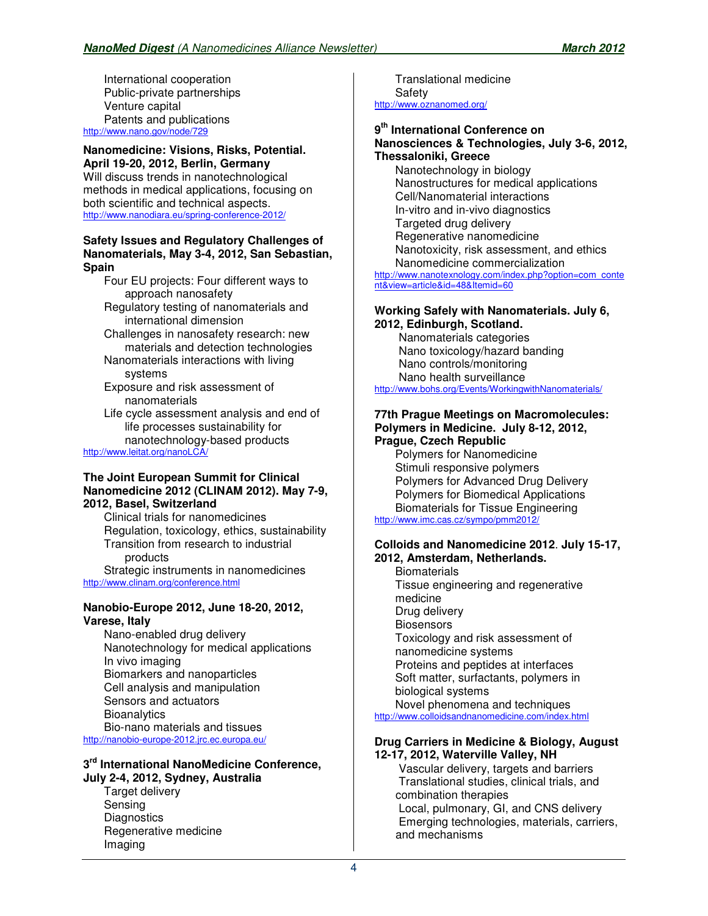- International cooperation
- Public-private partnerships
- Venture capital
- Patents and publications

http://www.nano.gov/node/729

**Nanomedicine: Visions, Risks, Potential. April 19-20, 2012, Berlin, Germany**

Will discuss trends in nanotechnological methods in medical applications, focusing on both scientific and technical aspects.

http://www.nanodiara.eu/spring-conference-2012/

**Safety Issues and Regulatory Challenges of Nanomaterials, May 3-4, 2012, San Sebastian, Spain**

- Four EU projects: Four different ways to approach nanosafety
- Regulatory testing of nanomaterials and international dimension
- Challenges in nanosafety research: new materials and detection technologies
- Nanomaterials interactions with living systems
- Exposure and risk assessment of nanomaterials
- Life cycle assessment analysis and end of life processes sustainability for nanotechnology-based products

http://www.leitat.org/nanoLCA/

**The Joint European Summit for Clinical Nanomedicine 2012 (CLINAM 2012). May 7-9, 2012, Basel, Switzerland**

- Clinical trials for nanomedicines
- Regulation, toxicology, ethics, sustainability
- Transition from research to industrial products
- Strategic instruments in nanomedicines

http://www.clinam.org/conference.html

**Nanobio-Europe 2012, June 18-20, 2012, Varese, Italy**

- Nano-enabled drug delivery
- Nanotechnology for medical applications
- In vivo imaging
- Biomarkers and nanoparticles
- Cell analysis and manipulation
- Sensors and actuators
- Bioanalytics
- Bio-nano materials and tissues

http://nanobio-europe-2012.jrc.ec.europa.eu/

**3rd International NanoMedicine Conference, July 2-4, 2012, Sydney, Australia**

- Target delivery
- Sensing
- Diagnostics
- Regenerative medicine
- Imaging
- Translational medicine
- Safety

http://www.oznanomed.org/

**9th International Conference on Nanosciences & Technologies, July 3-6, 2012, Thessaloniki, Greece**

- Nanotechnology in biology
- Nanostructures for medical applications
- Cell/Nanomaterial interactions
- In-vitro and in-vivo diagnostics
- Targeted drug delivery
- Regenerative nanomedicine
- Nanotoxicity, risk assessment, and ethics
- Nanomedicine commercialization

http://www.nanotexnology.com/index.php?option=com_content&view=article&id=48&Itemid=60

**Working Safely with Nanomaterials. July 6, 2012, Edinburgh, Scotland.**

- Nanomaterials categories
- Nano toxicology/hazard banding
- Nano controls/monitoring
- Nano health surveillance

http://www.bohs.org/Events/WorkingwithNanomaterials/

**77th Prague Meetings on Macromolecules: Polymers in Medicine. July 8-12, 2012, Prague, Czech Republic**

- Polymers for Nanomedicine
- Stimuli responsive polymers
- Polymers for Advanced Drug Delivery
- Polymers for Biomedical Applications
- Biomaterials for Tissue Engineering

http://www.imc.cas.cz/sympo/pmm2012/

**Colloids and Nanomedicine 2012. July 15-17, 2012, Amsterdam, Netherlands.**

- Biomaterials
- Tissue engineering and regenerative medicine
- Drug delivery
- Biosensors
- Toxicology and risk assessment of nanomedicine systems
- Proteins and peptides at interfaces
- Soft matter, surfactants, polymers in biological systems
- Novel phenomena and techniques

http://www.colloidsandnanomedicine.com/index.html

**Drug Carriers in Medicine & Biology, August 12-17, 2012, Waterville Valley, NH**

- Vascular delivery, targets and barriers
- Translational studies, clinical trials, and combination therapies
- Local, pulmonary, GI, and CNS delivery
- Emerging technologies, materials, carriers, and mechanisms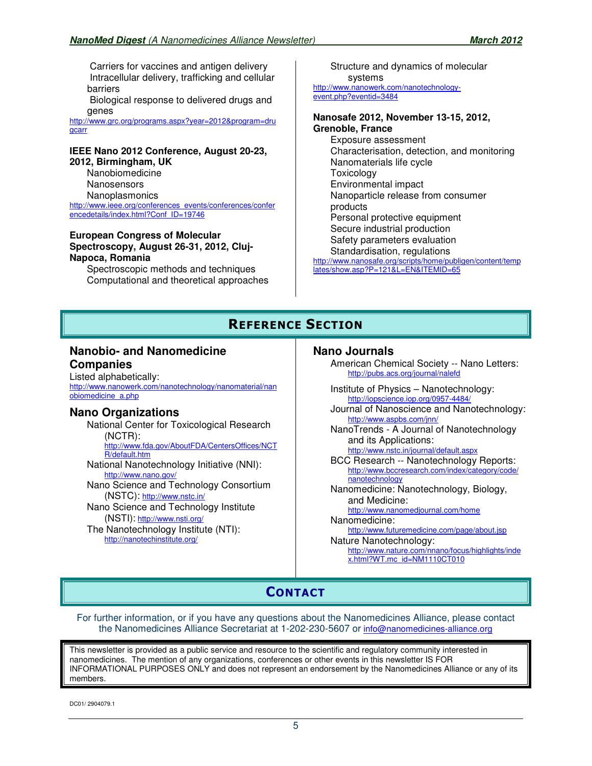Carriers for vaccines and antigen delivery
Intracellular delivery, trafficking and cellular barriers
Biological response to delivered drugs and genes

http://www.grc.org/programs.aspx?year=2012&program=drugcarr

**IEEE Nano 2012 Conference, August 20-23, 2012, Birmingham, UK**

Nanobiomedicine
Nanosensors
Nanoplasmonics

http://www.ieee.org/conferences_events/conferences/conferencedetails/index.html?Conf_ID=19746

**European Congress of Molecular Spectroscopy, August 26-31, 2012, Cluj-Napoca, Romania**

Spectroscopic methods and techniques
Computational and theoretical approaches
Structure and dynamics of molecular systems

http://www.nanowerk.com/nanotechnology-event.php?eventid=3484

**Nanosafe 2012, November 13-15, 2012, Grenoble, France**

Exposure assessment
Characterisation, detection, and monitoring
Nanomaterials life cycle
Toxicology
Environmental impact
Nanoparticle release from consumer products
Personal protective equipment
Secure industrial production
Safety parameters evaluation
Standardisation, regulations

http://www.nanosafe.org/scripts/home/publigen/content/templates/show.asp?P=121&L=EN&ITEMID=65

# Reference Section

## Nanobio- and Nanomedicine Companies

Listed alphabetically:
http://www.nanowerk.com/nanotechnology/nanomaterial/nanobiomedicine_a.php

## Nano Organizations

- National Center for Toxicological Research (NCTR): http://www.fda.gov/AboutFDA/CentersOffices/NCTR/default.htm
- National Nanotechnology Initiative (NNI): http://www.nano.gov/
- Nano Science and Technology Consortium (NSTC): http://www.nstc.in/
- Nano Science and Technology Institute (NSTI): http://www.nsti.org/
- The Nanotechnology Institute (NTI): http://nanotechinstitute.org/

## Nano Journals

- American Chemical Society -- Nano Letters: http://pubs.acs.org/journal/nalefd
- Institute of Physics – Nanotechnology: http://iopscience.iop.org/0957-4484/
- Journal of Nanoscience and Nanotechnology: http://www.aspbs.com/jnn/
- NanoTrends - A Journal of Nanotechnology and its Applications: http://www.nstc.in/journal/default.aspx
- BCC Research -- Nanotechnology Reports: http://www.bccresearch.com/index/category/code/nanotechnology
- Nanomedicine: Nanotechnology, Biology, and Medicine: http://www.nanomedjournal.com/home
- Nanomedicine: http://www.futuremedicine.com/page/about.jsp
- Nature Nanotechnology: http://www.nature.com/nnano/focus/highlights/index.html?WT.mc_id=NM1110CT010

# Contact

For further information, or if you have any questions about the Nanomedicines Alliance, please contact the Nanomedicines Alliance Secretariat at 1-202-230-5607 or info@nanomedicines-alliance.org

This newsletter is provided as a public service and resource to the scientific and regulatory community interested in nanomedicines. The mention of any organizations, conferences or other events in this newsletter IS FOR INFORMATIONAL PURPOSES ONLY and does not represent an endorsement by the Nanomedicines Alliance or any of its members.

DC01/ 2904079.1